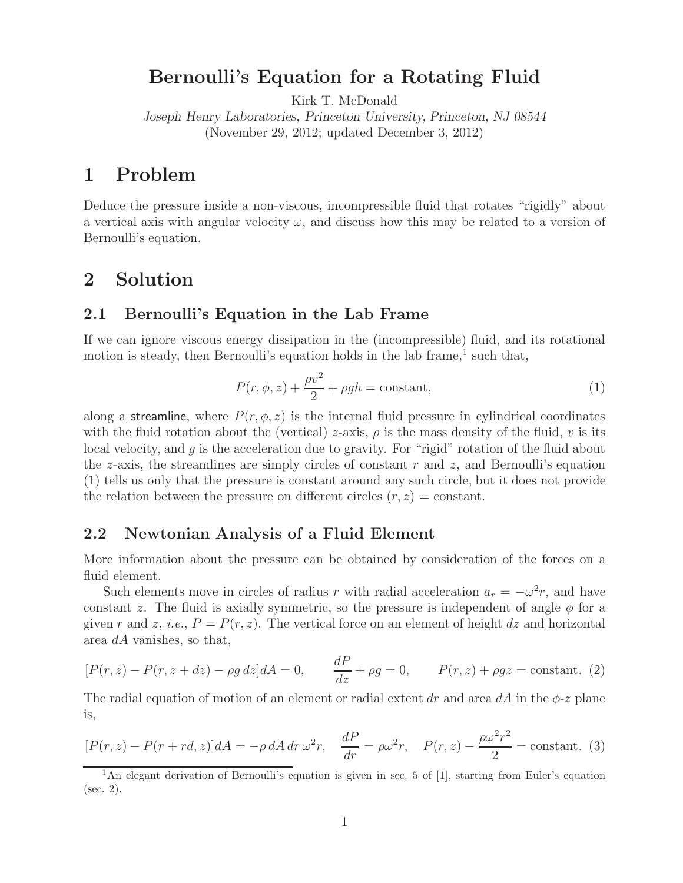# Bernoulli's Equation for a Rotating Fluid

Kirk T. McDonald

*Joseph Henry Laboratories, Princeton University, Princeton, NJ 08544*

(November 29, 2012; updated December 3, 2012)

# 1 Problem

Deduce the pressure inside a non-viscous, incompressible fluid that rotates "rigidly" about a vertical axis with angular velocity $\omega$, and discuss how this may be related to a version of Bernoulli's equation.

# 2 Solution

## 2.1 Bernoulli's Equation in the Lab Frame

If we can ignore viscous energy dissipation in the (incompressible) fluid, and its rotational motion is steady, then Bernoulli's equation holds in the lab frame,[1] such that,

$$P(r, \phi, z) + \frac{\rho v^2}{2} + \rho g h = \text{constant}, \tag{1}$$

along a streamline, where $P(r, \phi, z)$ is the internal fluid pressure in cylindrical coordinates with the fluid rotation about the (vertical) $z$-axis, $\rho$ is the mass density of the fluid, $v$ is its local velocity, and $g$ is the acceleration due to gravity. For "rigid" rotation of the fluid about the $z$-axis, the streamlines are simply circles of constant $r$ and $z$, and Bernoulli's equation (1) tells us only that the pressure is constant around any such circle, but it does not provide the relation between the pressure on different circles $(r, z) = $ constant.

## 2.2 Newtonian Analysis of a Fluid Element

More information about the pressure can be obtained by consideration of the forces on a fluid element.

Such elements move in circles of radius $r$ with radial acceleration $a_r = -\omega^2 r$, and have constant $z$. The fluid is axially symmetric, so the pressure is independent of angle $\phi$ for a given $r$ and $z$, *i.e.*, $P = P(r, z)$. The vertical force on an element of height $dz$ and horizontal area $dA$ vanishes, so that,

$$[P(r, z) - P(r, z + dz) - \rho g\, dz]dA = 0, \qquad \frac{dP}{dz} + \rho g = 0, \qquad P(r, z) + \rho g z = \text{constant}. \tag{2}$$

The radial equation of motion of an element or radial extent $dr$ and area $dA$ in the $\phi$-$z$ plane is,

$$[P(r, z) - P(r + rd, z)]dA = -\rho\, dA\, dr\, \omega^2 r, \quad \frac{dP}{dr} = \rho\omega^2 r, \quad P(r, z) - \frac{\rho\omega^2 r^2}{2} = \text{constant}. \tag{3}$$

[1] An elegant derivation of Bernoulli's equation is given in sec. 5 of [1], starting from Euler's equation (sec. 2).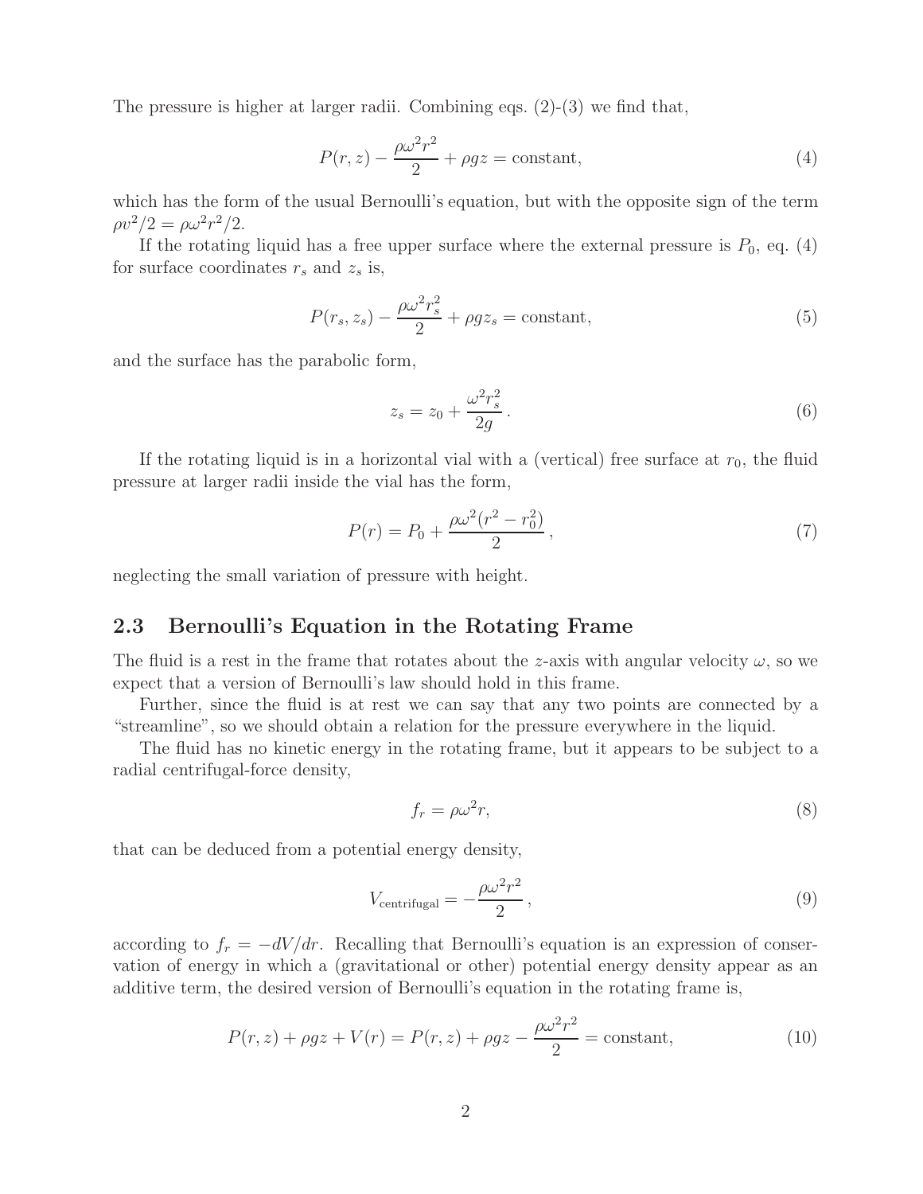The pressure is higher at larger radii. Combining eqs. (2)-(3) we find that,

$$P(r,z) - \frac{\rho\omega^2 r^2}{2} + \rho g z = \text{constant}, \tag{4}$$

which has the form of the usual Bernoulli's equation, but with the opposite sign of the term $\rho v^2/2 = \rho\omega^2 r^2/2$.

If the rotating liquid has a free upper surface where the external pressure is $P_0$, eq. (4) for surface coordinates $r_s$ and $z_s$ is,

$$P(r_s, z_s) - \frac{\rho\omega^2 r_s^2}{2} + \rho g z_s = \text{constant}, \tag{5}$$

and the surface has the parabolic form,

$$z_s = z_0 + \frac{\omega^2 r_s^2}{2g}. \tag{6}$$

If the rotating liquid is in a horizontal vial with a (vertical) free surface at $r_0$, the fluid pressure at larger radii inside the vial has the form,

$$P(r) = P_0 + \frac{\rho\omega^2 (r^2 - r_0^2)}{2}, \tag{7}$$

neglecting the small variation of pressure with height.

## 2.3 Bernoulli's Equation in the Rotating Frame

The fluid is a rest in the frame that rotates about the $z$-axis with angular velocity $\omega$, so we expect that a version of Bernoulli's law should hold in this frame.

Further, since the fluid is at rest we can say that any two points are connected by a "streamline", so we should obtain a relation for the pressure everywhere in the liquid.

The fluid has no kinetic energy in the rotating frame, but it appears to be subject to a radial centrifugal-force density,

$$f_r = \rho\omega^2 r, \tag{8}$$

that can be deduced from a potential energy density,

$$V_{\text{centrifugal}} = -\frac{\rho\omega^2 r^2}{2}, \tag{9}$$

according to $f_r = -dV/dr$. Recalling that Bernoulli's equation is an expression of conservation of energy in which a (gravitational or other) potential energy density appear as an additive term, the desired version of Bernoulli's equation in the rotating frame is,

$$P(r,z) + \rho g z + V(r) = P(r,z) + \rho g z - \frac{\rho\omega^2 r^2}{2} = \text{constant}, \tag{10}$$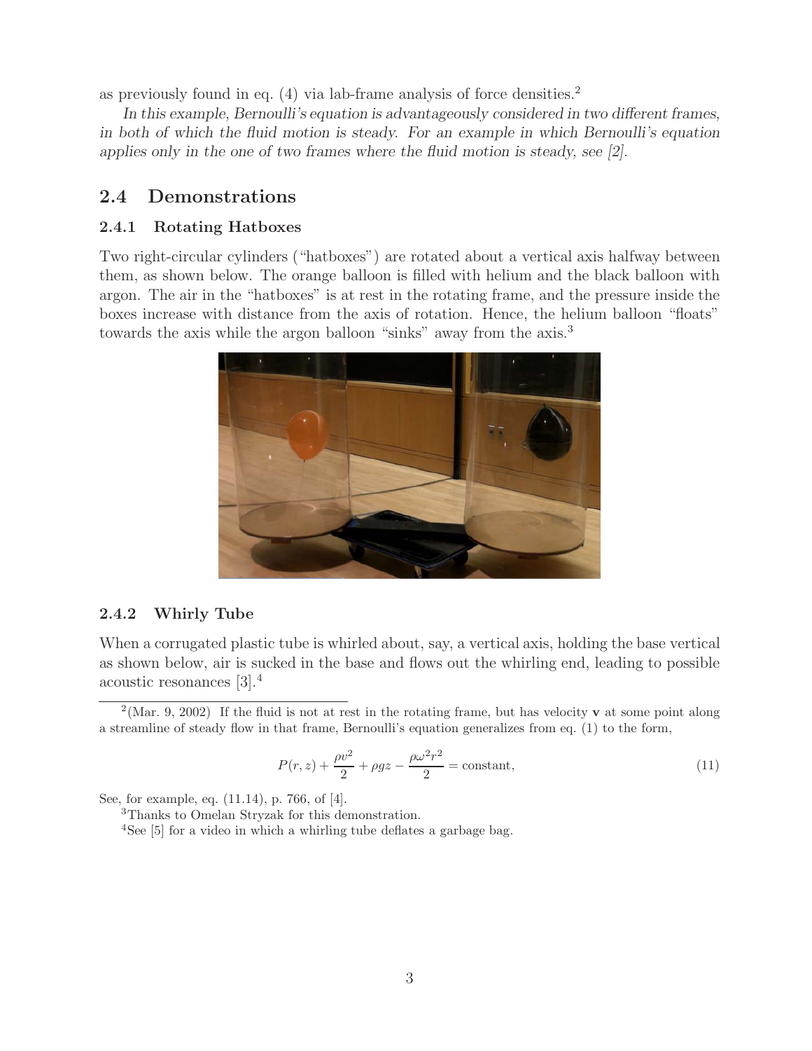as previously found in eq. (4) via lab-frame analysis of force densities.[2]

*In this example, Bernoulli's equation is advantageously considered in two different frames, in both of which the fluid motion is steady. For an example in which Bernoulli's equation applies only in the one of two frames where the fluid motion is steady, see [2].*

## 2.4 Demonstrations

### 2.4.1 Rotating Hatboxes

Two right-circular cylinders ("hatboxes") are rotated about a vertical axis halfway between them, as shown below. The orange balloon is filled with helium and the black balloon with argon. The air in the "hatboxes" is at rest in the rotating frame, and the pressure inside the boxes increase with distance from the axis of rotation. Hence, the helium balloon "floats" towards the axis while the argon balloon "sinks" away from the axis.[3]

### 2.4.2 Whirly Tube

When a corrugated plastic tube is whirled about, say, a vertical axis, holding the base vertical as shown below, air is sucked in the base and flows out the whirling end, leading to possible acoustic resonances [3].[4]

---

[2](Mar. 9, 2002) If the fluid is not at rest in the rotating frame, but has velocity $\mathbf{v}$ at some point along a streamline of steady flow in that frame, Bernoulli's equation generalizes from eq. (1) to the form,

$$P(r,z) + \frac{\rho v^2}{2} + \rho g z - \frac{\rho \omega^2 r^2}{2} = \text{constant}, \tag{11}$$

See, for example, eq. (11.14), p. 766, of [4].

[3]Thanks to Omelan Stryzak for this demonstration.

[4]See [5] for a video in which a whirling tube deflates a garbage bag.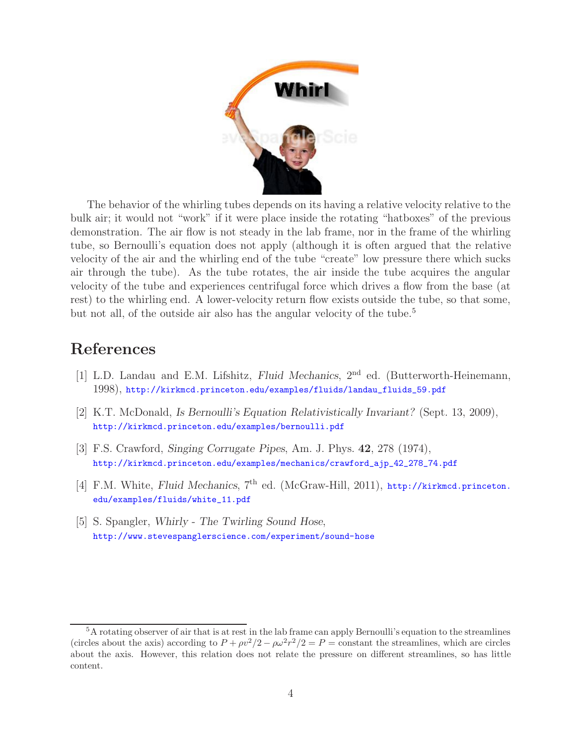The behavior of the whirling tubes depends on its having a relative velocity relative to the bulk air; it would not "work" if it were place inside the rotating "hatboxes" of the previous demonstration. The air flow is not steady in the lab frame, nor in the frame of the whirling tube, so Bernoulli's equation does not apply (although it is often argued that the relative velocity of the air and the whirling end of the tube "create" low pressure there which sucks air through the tube). As the tube rotates, the air inside the tube acquires the angular velocity of the tube and experiences centrifugal force which drives a flow from the base (at rest) to the whirling end. A lower-velocity return flow exists outside the tube, so that some, but not all, of the outside air also has the angular velocity of the tube.[5]

## References

[1] L.D. Landau and E.M. Lifshitz, *Fluid Mechanics*, 2nd ed. (Butterworth-Heinemann, 1998), http://kirkmcd.princeton.edu/examples/fluids/landau_fluids_59.pdf

[2] K.T. McDonald, *Is Bernoulli's Equation Relativistically Invariant?* (Sept. 13, 2009), http://kirkmcd.princeton.edu/examples/bernoulli.pdf

[3] F.S. Crawford, *Singing Corrugate Pipes*, Am. J. Phys. **42**, 278 (1974), http://kirkmcd.princeton.edu/examples/mechanics/crawford_ajp_42_278_74.pdf

[4] F.M. White, *Fluid Mechanics*, 7th ed. (McGraw-Hill, 2011), http://kirkmcd.princeton.edu/examples/fluids/white_11.pdf

[5] S. Spangler, *Whirly - The Twirling Sound Hose*, http://www.stevespanglerscience.com/experiment/sound-hose

---

[5] A rotating observer of air that is at rest in the lab frame can apply Bernoulli's equation to the streamlines (circles about the axis) according to $P + \rho v^2/2 - \rho\omega^2 r^2/2 = P =$ constant the streamlines, which are circles about the axis. However, this relation does not relate the pressure on different streamlines, so has little content.